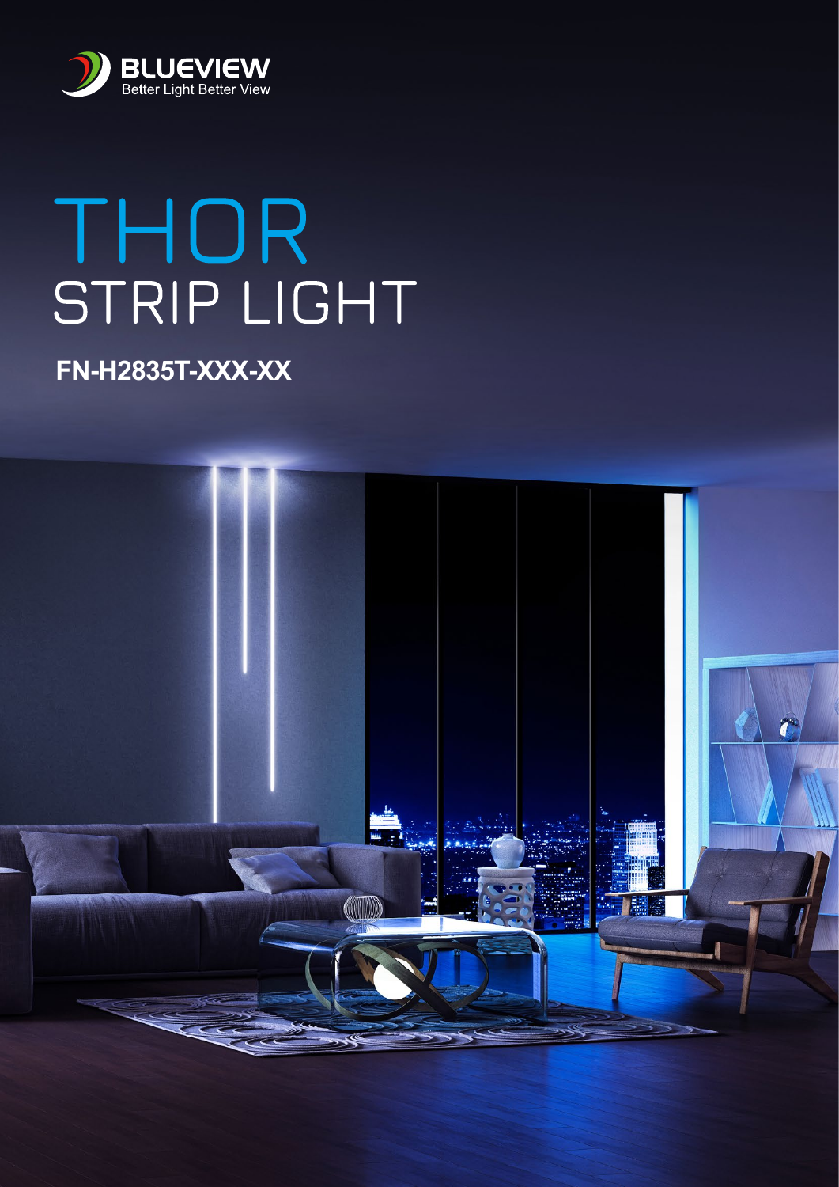BLUEVIEW
Better Light Better View

# THOR
## STRIP LIGHT

**FN-H2835T-XXX-XX**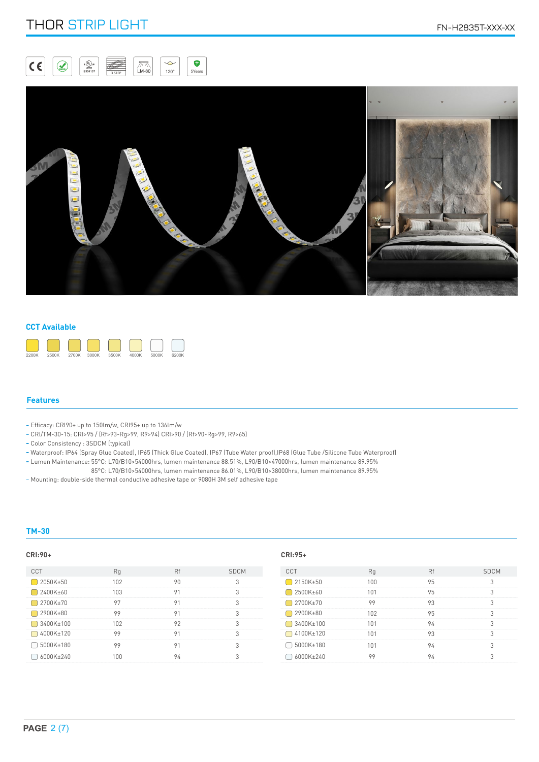# THOR STRIP LIGHT

FN-H2835T-XXX-XX

## CCT Available

2200K 2500K 2700K 3000K 3500K 4000K 5000K 6200K

## Features

- Efficacy: CRI90+ up to 150lm/w, CRI95+ up to 136lm/w
- CRI/TM-30-15: CRI>95 / (Rf>93-Rg>99, R9>94) CRI>90 / (Rf>90-Rg>99, R9>65)
- Color Consistency : 3SDCM (typical)
- Waterproof: IP64 (Spray Glue Coated), IP65 (Thick Glue Coated), IP67 (Tube Water proof),IP68 (Glue Tube /Silicone Tube Waterproof)
- Lumen Maintenance: 55°C: L70/B10>54000hrs, lumen maintenance 88.51%, L90/B10>47000hrs, lumen maintenance 89.95%
  85°C: L70/B10>54000hrs, lumen maintenance 86.01%, L90/B10>38000hrs, lumen maintenance 89.95%
- Mounting: double-side thermal conductive adhesive tape or 9080H 3M self adhesive tape

## TM-30

### CRI:90+

| CCT | Rg | Rf | SDCM |
|---|---|---|---|
| 2050K±50 | 102 | 90 | 3 |
| 2400K±60 | 103 | 91 | 3 |
| 2700K±70 | 97 | 91 | 3 |
| 2900K±80 | 99 | 91 | 3 |
| 3400K±100 | 102 | 92 | 3 |
| 4000K±120 | 99 | 91 | 3 |
| 5000K±180 | 99 | 91 | 3 |
| 6000K±240 | 100 | 94 | 3 |

### CRI:95+

| CCT | Rg | Rf | SDCM |
|---|---|---|---|
| 2150K±50 | 100 | 95 | 3 |
| 2500K±60 | 101 | 95 | 3 |
| 2700K±70 | 99 | 93 | 3 |
| 2900K±80 | 102 | 95 | 3 |
| 3400K±100 | 101 | 94 | 3 |
| 4100K±120 | 101 | 93 | 3 |
| 5000K±180 | 101 | 94 | 3 |
| 6000K±240 | 99 | 94 | 3 |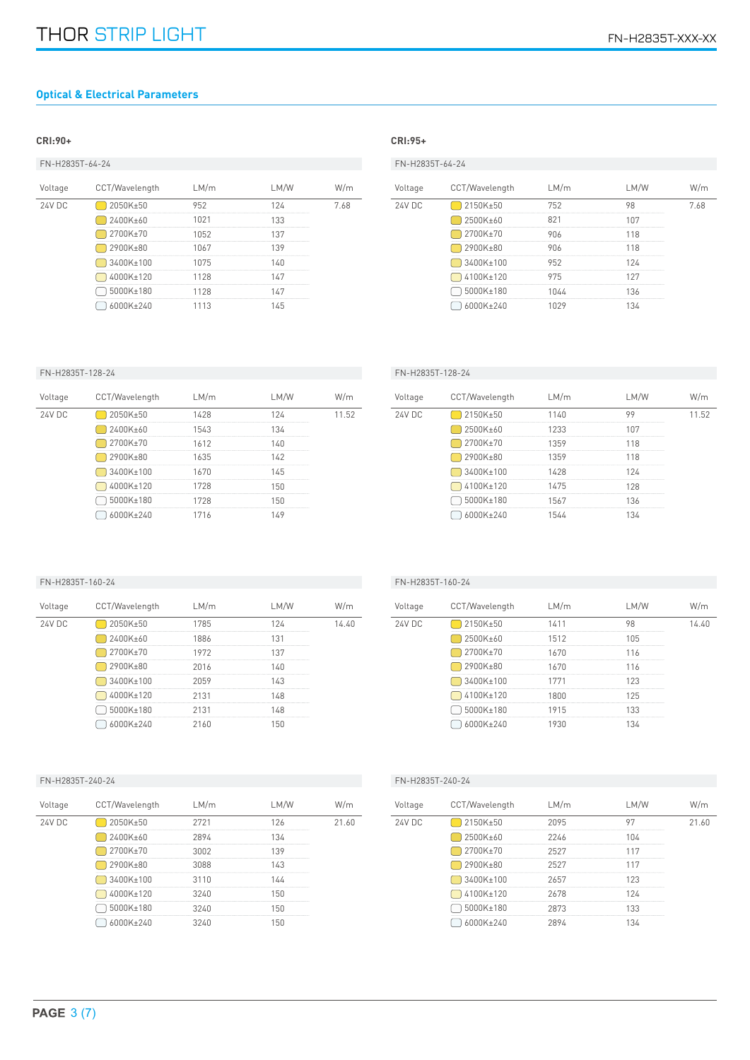## Optical & Electrical Parameters

### CRI:90+

FN-H2835T-64-24

| Voltage | CCT/Wavelength | LM/m | LM/W | W/m |
|---|---|---|---|---|
| 24V DC | 2050K±50 | 952 | 124 | 7.68 |
| | 2400K±60 | 1021 | 133 | |
| | 2700K±70 | 1052 | 137 | |
| | 2900K±80 | 1067 | 139 | |
| | 3400K±100 | 1075 | 140 | |
| | 4000K±120 | 1128 | 147 | |
| | 5000K±180 | 1128 | 147 | |
| | 6000K±240 | 1113 | 145 | |

FN-H2835T-128-24

| Voltage | CCT/Wavelength | LM/m | LM/W | W/m |
|---|---|---|---|---|
| 24V DC | 2050K±50 | 1428 | 124 | 11.52 |
| | 2400K±60 | 1543 | 134 | |
| | 2700K±70 | 1612 | 140 | |
| | 2900K±80 | 1635 | 142 | |
| | 3400K±100 | 1670 | 145 | |
| | 4000K±120 | 1728 | 150 | |
| | 5000K±180 | 1728 | 150 | |
| | 6000K±240 | 1716 | 149 | |

FN-H2835T-160-24

| Voltage | CCT/Wavelength | LM/m | LM/W | W/m |
|---|---|---|---|---|
| 24V DC | 2050K±50 | 1785 | 124 | 14.40 |
| | 2400K±60 | 1886 | 131 | |
| | 2700K±70 | 1972 | 137 | |
| | 2900K±80 | 2016 | 140 | |
| | 3400K±100 | 2059 | 143 | |
| | 4000K±120 | 2131 | 148 | |
| | 5000K±180 | 2131 | 148 | |
| | 6000K±240 | 2160 | 150 | |

FN-H2835T-240-24

| Voltage | CCT/Wavelength | LM/m | LM/W | W/m |
|---|---|---|---|---|
| 24V DC | 2050K±50 | 2721 | 126 | 21.60 |
| | 2400K±60 | 2894 | 134 | |
| | 2700K±70 | 3002 | 139 | |
| | 2900K±80 | 3088 | 143 | |
| | 3400K±100 | 3110 | 144 | |
| | 4000K±120 | 3240 | 150 | |
| | 5000K±180 | 3240 | 150 | |
| | 6000K±240 | 3240 | 150 | |

### CRI:95+

FN-H2835T-64-24

| Voltage | CCT/Wavelength | LM/m | LM/W | W/m |
|---|---|---|---|---|
| 24V DC | 2150K±50 | 752 | 98 | 7.68 |
| | 2500K±60 | 821 | 107 | |
| | 2700K±70 | 906 | 118 | |
| | 2900K±80 | 906 | 118 | |
| | 3400K±100 | 952 | 124 | |
| | 4100K±120 | 975 | 127 | |
| | 5000K±180 | 1044 | 136 | |
| | 6000K±240 | 1029 | 134 | |

FN-H2835T-128-24

| Voltage | CCT/Wavelength | LM/m | LM/W | W/m |
|---|---|---|---|---|
| 24V DC | 2150K±50 | 1140 | 99 | 11.52 |
| | 2500K±60 | 1233 | 107 | |
| | 2700K±70 | 1359 | 118 | |
| | 2900K±80 | 1359 | 118 | |
| | 3400K±100 | 1428 | 124 | |
| | 4100K±120 | 1475 | 128 | |
| | 5000K±180 | 1567 | 136 | |
| | 6000K±240 | 1544 | 134 | |

FN-H2835T-160-24

| Voltage | CCT/Wavelength | LM/m | LM/W | W/m |
|---|---|---|---|---|
| 24V DC | 2150K±50 | 1411 | 98 | 14.40 |
| | 2500K±60 | 1512 | 105 | |
| | 2700K±70 | 1670 | 116 | |
| | 2900K±80 | 1670 | 116 | |
| | 3400K±100 | 1771 | 123 | |
| | 4100K±120 | 1800 | 125 | |
| | 5000K±180 | 1915 | 133 | |
| | 6000K±240 | 1930 | 134 | |

FN-H2835T-240-24

| Voltage | CCT/Wavelength | LM/m | LM/W | W/m |
|---|---|---|---|---|
| 24V DC | 2150K±50 | 2095 | 97 | 21.60 |
| | 2500K±60 | 2246 | 104 | |
| | 2700K±70 | 2527 | 117 | |
| | 2900K±80 | 2527 | 117 | |
| | 3400K±100 | 2657 | 123 | |
| | 4100K±120 | 2678 | 124 | |
| | 5000K±180 | 2873 | 133 | |
| | 6000K±240 | 2894 | 134 | |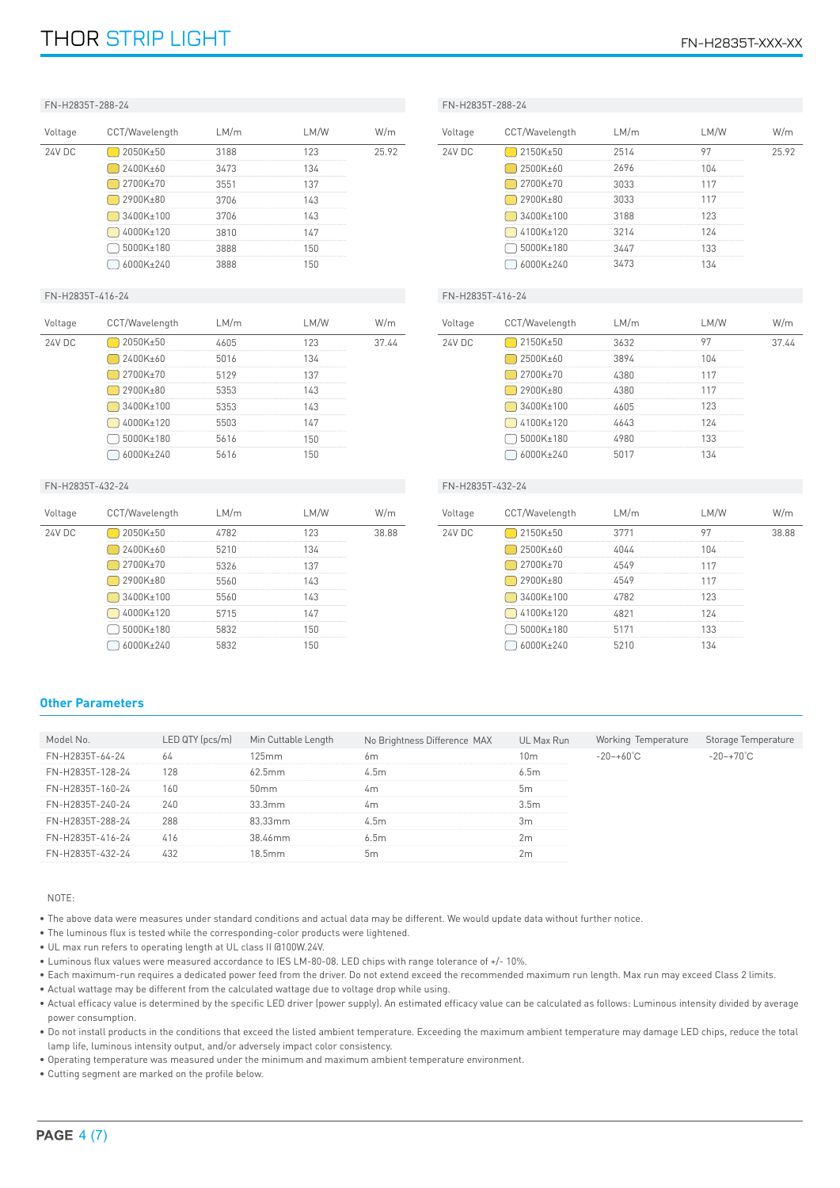FN-H2835T-288-24

| Voltage | CCT/Wavelength | LM/m | LM/W | W/m |
|---|---|---|---|---|
| 24V DC | 2050K±50 | 3188 | 123 | 25.92 |
| | 2400K±60 | 3473 | 134 | |
| | 2700K±70 | 3551 | 137 | |
| | 2900K±80 | 3706 | 143 | |
| | 3400K±100 | 3706 | 143 | |
| | 4000K±120 | 3810 | 147 | |
| | 5000K±180 | 3888 | 150 | |
| | 6000K±240 | 3888 | 150 | |

FN-H2835T-288-24

| Voltage | CCT/Wavelength | LM/m | LM/W | W/m |
|---|---|---|---|---|
| 24V DC | 2150K±50 | 2514 | 97 | 25.92 |
| | 2500K±60 | 2696 | 104 | |
| | 2700K±70 | 3033 | 117 | |
| | 2900K±80 | 3033 | 117 | |
| | 3400K±100 | 3188 | 123 | |
| | 4100K±120 | 3214 | 124 | |
| | 5000K±180 | 3447 | 133 | |
| | 6000K±240 | 3473 | 134 | |

FN-H2835T-416-24

| Voltage | CCT/Wavelength | LM/m | LM/W | W/m |
|---|---|---|---|---|
| 24V DC | 2050K±50 | 4605 | 123 | 37.44 |
| | 2400K±60 | 5016 | 134 | |
| | 2700K±70 | 5129 | 137 | |
| | 2900K±80 | 5353 | 143 | |
| | 3400K±100 | 5353 | 143 | |
| | 4000K±120 | 5503 | 147 | |
| | 5000K±180 | 5616 | 150 | |
| | 6000K±240 | 5616 | 150 | |

FN-H2835T-416-24

| Voltage | CCT/Wavelength | LM/m | LM/W | W/m |
|---|---|---|---|---|
| 24V DC | 2150K±50 | 3632 | 97 | 37.44 |
| | 2500K±60 | 3894 | 104 | |
| | 2700K±70 | 4380 | 117 | |
| | 2900K±80 | 4380 | 117 | |
| | 3400K±100 | 4605 | 123 | |
| | 4100K±120 | 4643 | 124 | |
| | 5000K±180 | 4980 | 133 | |
| | 6000K±240 | 5017 | 134 | |

FN-H2835T-432-24

| Voltage | CCT/Wavelength | LM/m | LM/W | W/m |
|---|---|---|---|---|
| 24V DC | 2050K±50 | 4782 | 123 | 38.88 |
| | 2400K±60 | 5210 | 134 | |
| | 2700K±70 | 5326 | 137 | |
| | 2900K±80 | 5560 | 143 | |
| | 3400K±100 | 5560 | 143 | |
| | 4000K±120 | 5715 | 147 | |
| | 5000K±180 | 5832 | 150 | |
| | 6000K±240 | 5832 | 150 | |

FN-H2835T-432-24

| Voltage | CCT/Wavelength | LM/m | LM/W | W/m |
|---|---|---|---|---|
| 24V DC | 2150K±50 | 3771 | 97 | 38.88 |
| | 2500K±60 | 4044 | 104 | |
| | 2700K±70 | 4549 | 117 | |
| | 2900K±80 | 4549 | 117 | |
| | 3400K±100 | 4782 | 123 | |
| | 4100K±120 | 4821 | 124 | |
| | 5000K±180 | 5171 | 133 | |
| | 6000K±240 | 5210 | 134 | |

## Other Parameters

| Model No. | LED QTY (pcs/m) | Min Cuttable Length | No Brightness Difference MAX | UL Max Run | Working Temperature | Storage Temperature |
|---|---|---|---|---|---|---|
| FN-H2835T-64-24 | 64 | 125mm | 6m | 10m | -20~+60°C | -20~+70°C |
| FN-H2835T-128-24 | 128 | 62.5mm | 4.5m | 6.5m | | |
| FN-H2835T-160-24 | 160 | 50mm | 4m | 5m | | |
| FN-H2835T-240-24 | 240 | 33.3mm | 4m | 3.5m | | |
| FN-H2835T-288-24 | 288 | 83.33mm | 4.5m | 3m | | |
| FN-H2835T-416-24 | 416 | 38.46mm | 6.5m | 2m | | |
| FN-H2835T-432-24 | 432 | 18.5mm | 5m | 2m | | |

NOTE:

- The above data were measures under standard conditions and actual data may be different. We would update data without further notice.
- The luminous flux is tested while the corresponding-color products were lightened.
- UL max run refers to operating length at UL class II @100W.24V.
- Luminous flux values were measured accordance to IES LM-80-08. LED chips with range tolerance of +/- 10%.
- Each maximum-run requires a dedicated power feed from the driver. Do not extend exceed the recommended maximum run length. Max run may exceed Class 2 limits.
- Actual wattage may be different from the calculated wattage due to voltage drop while using.
- Actual efficacy value is determined by the specific LED driver (power supply). An estimated efficacy value can be calculated as follows: Luminous intensity divided by average power consumption.
- Do not install products in the conditions that exceed the listed ambient temperature. Exceeding the maximum ambient temperature may damage LED chips, reduce the total lamp life, luminous intensity output, and/or adversely impact color consistency.
- Operating temperature was measured under the minimum and maximum ambient temperature environment.
- Cutting segment are marked on the profile below.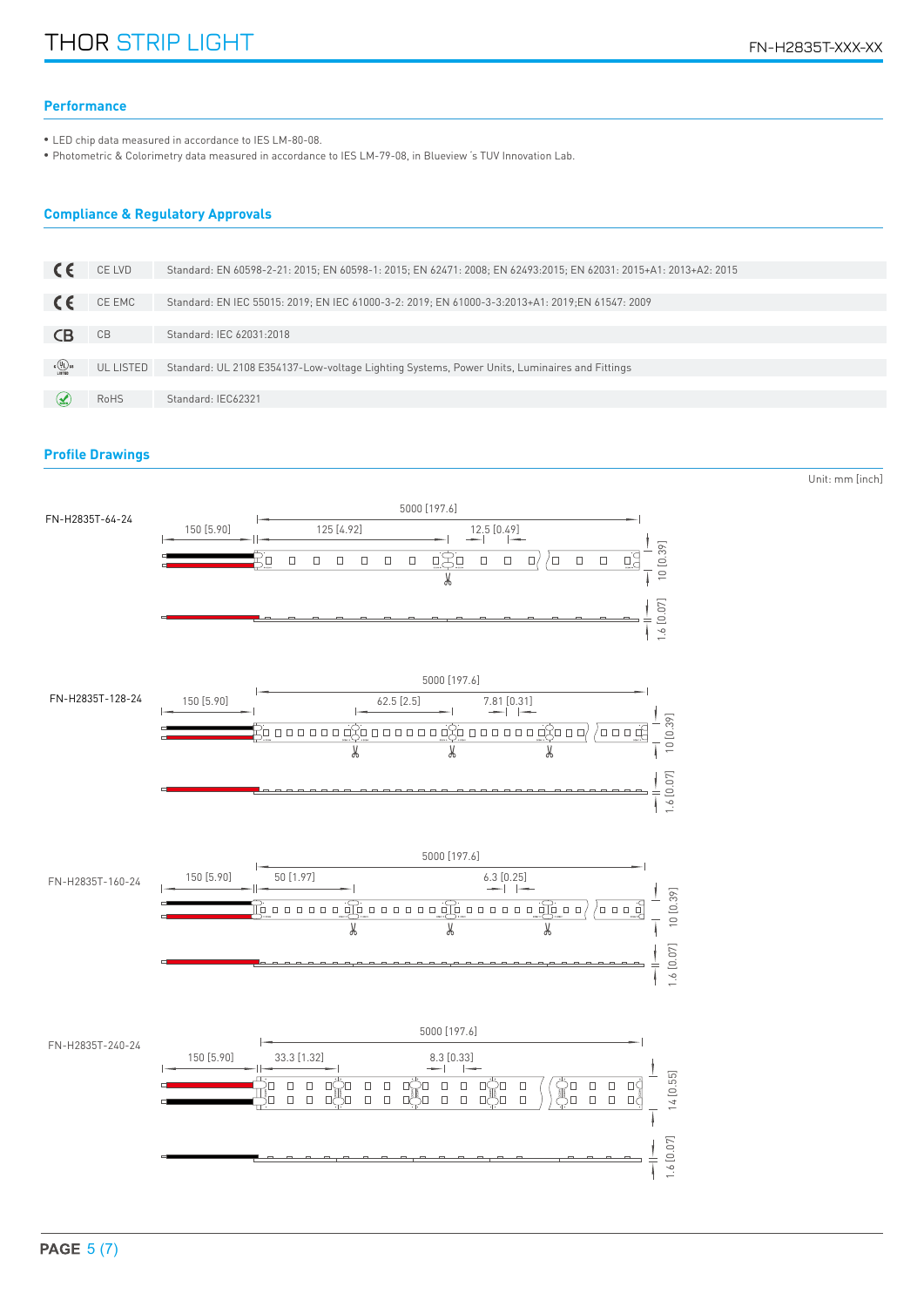## Performance

- LED chip data measured in accordance to IES LM-80-08.
- Photometric & Colorimetry data measured in accordance to IES LM-79-08, in Blueview´s TUV Innovation Lab.

## Compliance & Regulatory Approvals

| | | |
|---|---|---|
| CE | CE LVD | Standard: EN 60598-2-21: 2015; EN 60598-1: 2015; EN 62471: 2008; EN 62493:2015; EN 62031: 2015+A1: 2013+A2: 2015 |
| CE | CE EMC | Standard: EN IEC 55015: 2019; EN IEC 61000-3-2: 2019; EN 61000-3-3:2013+A1: 2019;EN 61547: 2009 |
| CB | CB | Standard: IEC 62031:2018 |
| UL | UL LISTED | Standard: UL 2108 E354137-Low-voltage Lighting Systems, Power Units, Luminaires and Fittings |
| RoHS | RoHS | Standard: IEC62321 |

## Profile Drawings

Unit: mm [inch]

**FN-H2835T-64-24**

5000 [197.6]; 150 [5.90]; 125 [4.92]; 12.5 [0.49]; 10 [0.39]; 1.6 [0.07]

**FN-H2835T-128-24**

5000 [197.6]; 150 [5.90]; 62.5 [2.5]; 7.81 [0.31]; 10 [0.39]; 1.6 [0.07]

**FN-H2835T-160-24**

5000 [197.6]; 150 [5.90]; 50 [1.97]; 6.3 [0.25]; 10 [0.39]; 1.6 [0.07]

**FN-H2835T-240-24**

5000 [197.6]; 150 [5.90]; 33.3 [1.32]; 8.3 [0.33]; 14 [0.55]; 1.6 [0.07]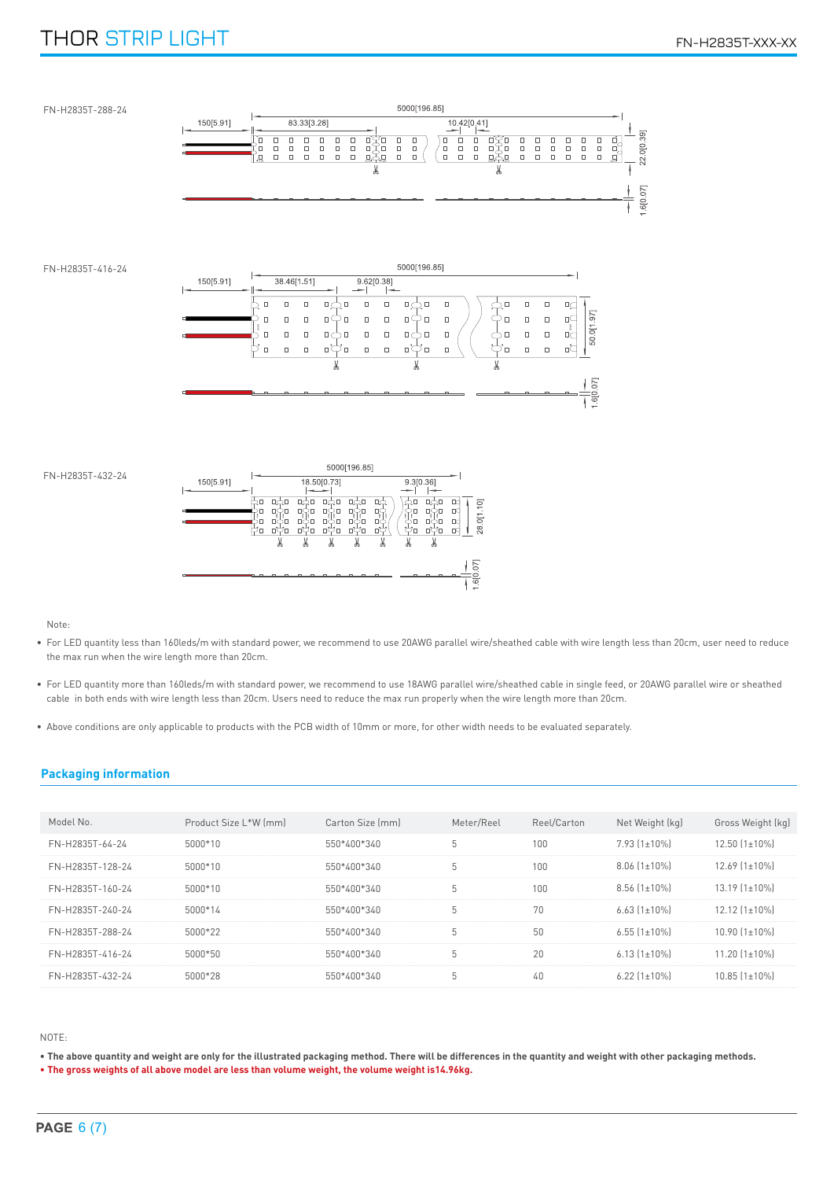FN-H2835T-288-24

5000[196.85]

150[5.91] 83.33[3.28] 10.42[0.41] 22.0[0.39] 1.6[0.07]

FN-H2835T-416-24

5000[196.85]

150[5.91] 38.46[1.51] 9.62[0.38] 50.0[1.97] 1.6[0.07]

FN-H2835T-432-24

5000[196.85]

150[5.91] 18.50[0.73] 9.3[0.36] 28.0[1.10] 1.6[0.07]

Note:

- For LED quantity less than 160leds/m with standard power, we recommend to use 20AWG parallel wire/sheathed cable with wire length less than 20cm, user need to reduce the max run when the wire length more than 20cm.
- For LED quantity more than 160leds/m with standard power, we recommend to use 18AWG parallel wire/sheathed cable in single feed, or 20AWG parallel wire or sheathed cable in both ends with wire length less than 20cm. Users need to reduce the max run properly when the wire length more than 20cm.
- Above conditions are only applicable to products with the PCB width of 10mm or more, for other width needs to be evaluated separately.

## Packaging information

| Model No. | Product Size L*W (mm) | Carton Size (mm) | Meter/Reel | Reel/Carton | Net Weight (kg) | Gross Weight (kg) |
|---|---|---|---|---|---|---|
| FN-H2835T-64-24 | 5000*10 | 550*400*340 | 5 | 100 | 7.93 (1±10%) | 12.50 (1±10%) |
| FN-H2835T-128-24 | 5000*10 | 550*400*340 | 5 | 100 | 8.06 (1±10%) | 12.69 (1±10%) |
| FN-H2835T-160-24 | 5000*10 | 550*400*340 | 5 | 100 | 8.56 (1±10%) | 13.19 (1±10%) |
| FN-H2835T-240-24 | 5000*14 | 550*400*340 | 5 | 70 | 6.63 (1±10%) | 12.12 (1±10%) |
| FN-H2835T-288-24 | 5000*22 | 550*400*340 | 5 | 50 | 6.55 (1±10%) | 10.90 (1±10%) |
| FN-H2835T-416-24 | 5000*50 | 550*400*340 | 5 | 20 | 6.13 (1±10%) | 11.20 (1±10%) |
| FN-H2835T-432-24 | 5000*28 | 550*400*340 | 5 | 40 | 6.22 (1±10%) | 10.85 (1±10%) |

NOTE:

- **The above quantity and weight are only for the illustrated packaging method. There will be differences in the quantity and weight with other packaging methods.**
- **The gross weights of all above model are less than volume weight, the volume weight is14.96kg.**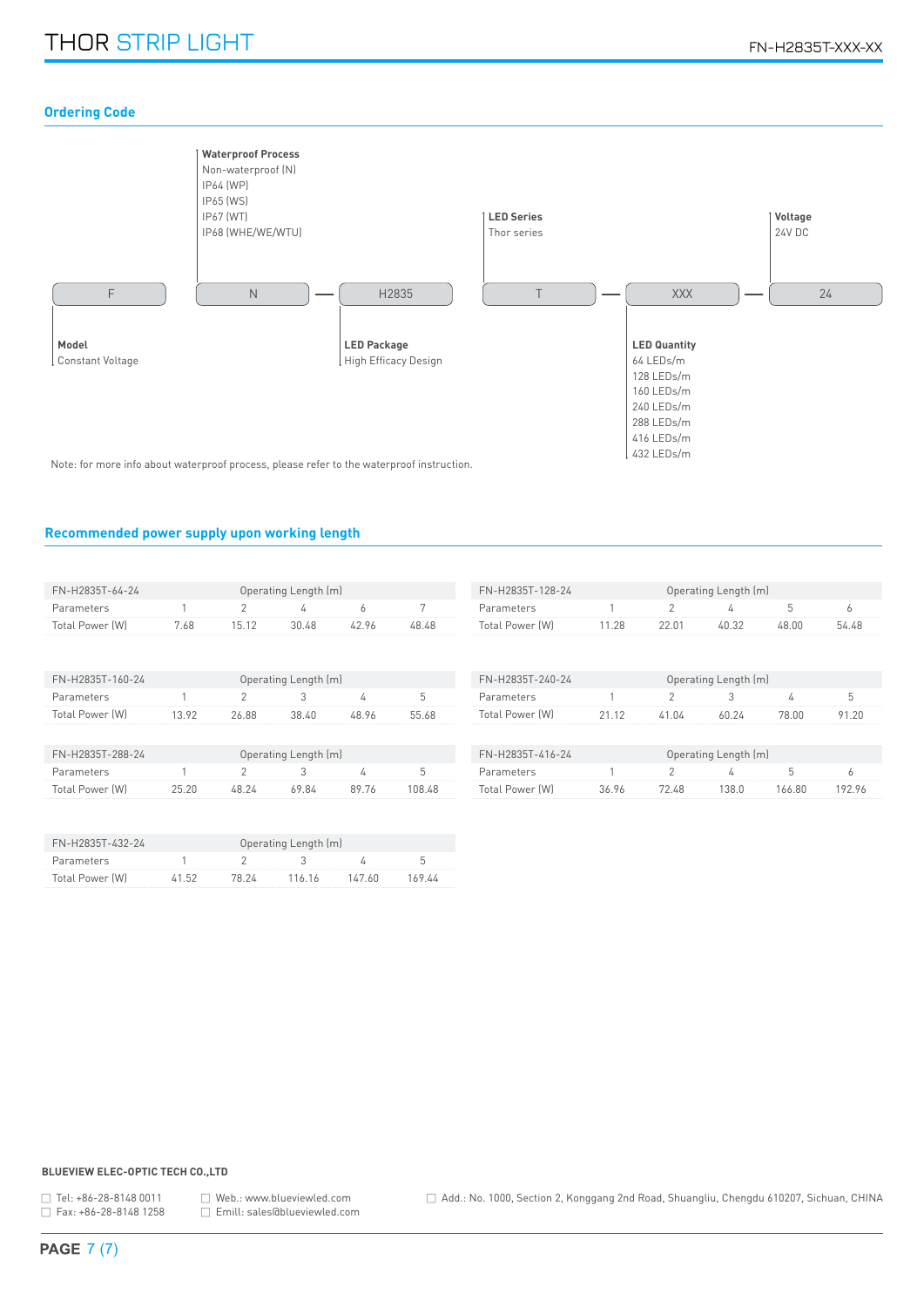## Ordering Code

**Waterproof Process**
Non-waterproof (N)
IP64 (WP)
IP65 (WS)
IP67 (WT)
IP68 (WHE/WE/WTU)

**LED Series**
Thor series

**Voltage**
24V DC

F | N — H2835 | T — XXX — 24

**Model**
Constant Voltage

**LED Package**
High Efficacy Design

**LED Quantity**
64 LEDs/m
128 LEDs/m
160 LEDs/m
240 LEDs/m
288 LEDs/m
416 LEDs/m
432 LEDs/m

Note: for more info about waterproof process, please refer to the waterproof instruction.

## Recommended power supply upon working length

| FN-H2835T-64-24 | Operating Length (m) | | | | |
|---|---|---|---|---|---|
| Parameters | 1 | 2 | 4 | 6 | 7 |
| Total Power (W) | 7.68 | 15.12 | 30.48 | 42.96 | 48.48 |

| FN-H2835T-128-24 | Operating Length (m) | | | | |
|---|---|---|---|---|---|
| Parameters | 1 | 2 | 4 | 5 | 6 |
| Total Power (W) | 11.28 | 22.01 | 40.32 | 48.00 | 54.48 |

| FN-H2835T-160-24 | Operating Length (m) | | | | |
|---|---|---|---|---|---|
| Parameters | 1 | 2 | 3 | 4 | 5 |
| Total Power (W) | 13.92 | 26.88 | 38.40 | 48.96 | 55.68 |

| FN-H2835T-240-24 | Operating Length (m) | | | | |
|---|---|---|---|---|---|
| Parameters | 1 | 2 | 3 | 4 | 5 |
| Total Power (W) | 21.12 | 41.04 | 60.24 | 78.00 | 91.20 |

| FN-H2835T-288-24 | Operating Length (m) | | | | |
|---|---|---|---|---|---|
| Parameters | 1 | 2 | 3 | 4 | 5 |
| Total Power (W) | 25.20 | 48.24 | 69.84 | 89.76 | 108.48 |

| FN-H2835T-416-24 | Operating Length (m) | | | | |
|---|---|---|---|---|---|
| Parameters | 1 | 2 | 4 | 5 | 6 |
| Total Power (W) | 36.96 | 72.48 | 138.0 | 166.80 | 192.96 |

| FN-H2835T-432-24 | Operating Length (m) | | | | |
|---|---|---|---|---|---|
| Parameters | 1 | 2 | 3 | 4 | 5 |
| Total Power (W) | 41.52 | 78.24 | 116.16 | 147.60 | 169.44 |

**BLUEVIEW ELEC-OPTIC TECH CO.,LTD**

Tel: +86-28-8148 0011
Fax: +86-28-8148 1258
Web.: www.blueviewled.com
Emill: sales@blueviewled.com
Add.: No. 1000, Section 2, Konggang 2nd Road, Shuangliu, Chengdu 610207, Sichuan, CHINA